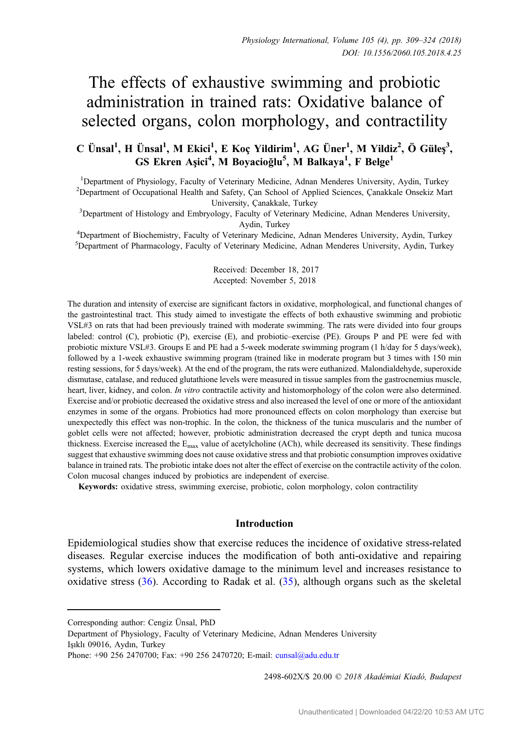# The effects of exhaustive swimming and probiotic administration in trained rats: Oxidative balance of selected organs, colon morphology, and contractility

**C Ünsal[1], H Ünsal[1], M Ekici[1], E Koç Yildirim[1], AG Üner[1], M Yildiz[2], Ö Güleş[3], GS Ekren Aşici[4], M Boyacioğlu[5], M Balkaya[1], F Belge[1]**

[1]Department of Physiology, Faculty of Veterinary Medicine, Adnan Menderes University, Aydin, Turkey
[2]Department of Occupational Health and Safety, Çan School of Applied Sciences, Çanakkale Onsekiz Mart University, Çanakkale, Turkey
[3]Department of Histology and Embryology, Faculty of Veterinary Medicine, Adnan Menderes University, Aydin, Turkey
[4]Department of Biochemistry, Faculty of Veterinary Medicine, Adnan Menderes University, Aydin, Turkey
[5]Department of Pharmacology, Faculty of Veterinary Medicine, Adnan Menderes University, Aydin, Turkey

Received: December 18, 2017
Accepted: November 5, 2018

The duration and intensity of exercise are significant factors in oxidative, morphological, and functional changes of the gastrointestinal tract. This study aimed to investigate the effects of both exhaustive swimming and probiotic VSL#3 on rats that had been previously trained with moderate swimming. The rats were divided into four groups labeled: control (C), probiotic (P), exercise (E), and probiotic–exercise (PE). Groups P and PE were fed with probiotic mixture VSL#3. Groups E and PE had a 5-week moderate swimming program (1 h/day for 5 days/week), followed by a 1-week exhaustive swimming program (trained like in moderate program but 3 times with 150 min resting sessions, for 5 days/week). At the end of the program, the rats were euthanized. Malondialdehyde, superoxide dismutase, catalase, and reduced glutathione levels were measured in tissue samples from the gastrocnemius muscle, heart, liver, kidney, and colon. *In vitro* contractile activity and histomorphology of the colon were also determined. Exercise and/or probiotic decreased the oxidative stress and also increased the level of one or more of the antioxidant enzymes in some of the organs. Probiotics had more pronounced effects on colon morphology than exercise but unexpectedly this effect was non-trophic. In the colon, the thickness of the tunica muscularis and the number of goblet cells were not affected; however, probiotic administration decreased the crypt depth and tunica mucosa thickness. Exercise increased the $E_{max}$ value of acetylcholine (ACh), while decreased its sensitivity. These findings suggest that exhaustive swimming does not cause oxidative stress and that probiotic consumption improves oxidative balance in trained rats. The probiotic intake does not alter the effect of exercise on the contractile activity of the colon. Colon mucosal changes induced by probiotics are independent of exercise.

**Keywords:** oxidative stress, swimming exercise, probiotic, colon morphology, colon contractility

## Introduction

Epidemiological studies show that exercise reduces the incidence of oxidative stress-related diseases. Regular exercise induces the modification of both anti-oxidative and repairing systems, which lowers oxidative damage to the minimum level and increases resistance to oxidative stress (36). According to Radak et al. (35), although organs such as the skeletal

Corresponding author: Cengiz Ünsal, PhD
Department of Physiology, Faculty of Veterinary Medicine, Adnan Menderes University
Işıklı 09016, Aydın, Turkey
Phone: +90 256 2470700; Fax: +90 256 2470720; E-mail: cunsal@adu.edu.tr

2498-602X/$ 20.00 © 2018 Akadémiai Kiadó, Budapest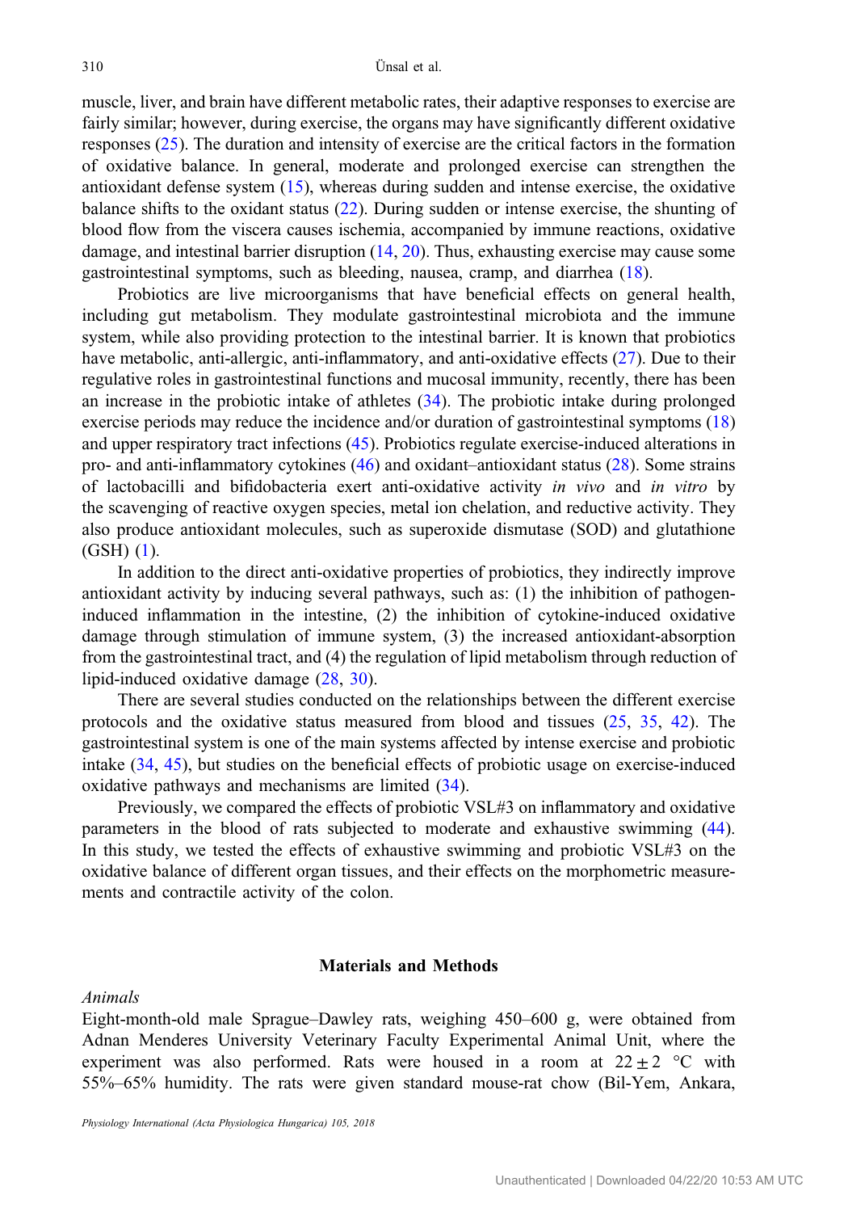muscle, liver, and brain have different metabolic rates, their adaptive responses to exercise are fairly similar; however, during exercise, the organs may have significantly different oxidative responses (25). The duration and intensity of exercise are the critical factors in the formation of oxidative balance. In general, moderate and prolonged exercise can strengthen the antioxidant defense system (15), whereas during sudden and intense exercise, the oxidative balance shifts to the oxidant status (22). During sudden or intense exercise, the shunting of blood flow from the viscera causes ischemia, accompanied by immune reactions, oxidative damage, and intestinal barrier disruption (14, 20). Thus, exhausting exercise may cause some gastrointestinal symptoms, such as bleeding, nausea, cramp, and diarrhea (18).

Probiotics are live microorganisms that have beneficial effects on general health, including gut metabolism. They modulate gastrointestinal microbiota and the immune system, while also providing protection to the intestinal barrier. It is known that probiotics have metabolic, anti-allergic, anti-inflammatory, and anti-oxidative effects (27). Due to their regulative roles in gastrointestinal functions and mucosal immunity, recently, there has been an increase in the probiotic intake of athletes (34). The probiotic intake during prolonged exercise periods may reduce the incidence and/or duration of gastrointestinal symptoms (18) and upper respiratory tract infections (45). Probiotics regulate exercise-induced alterations in pro- and anti-inflammatory cytokines (46) and oxidant–antioxidant status (28). Some strains of lactobacilli and bifidobacteria exert anti-oxidative activity *in vivo* and *in vitro* by the scavenging of reactive oxygen species, metal ion chelation, and reductive activity. They also produce antioxidant molecules, such as superoxide dismutase (SOD) and glutathione (GSH) (1).

In addition to the direct anti-oxidative properties of probiotics, they indirectly improve antioxidant activity by inducing several pathways, such as: (1) the inhibition of pathogen-induced inflammation in the intestine, (2) the inhibition of cytokine-induced oxidative damage through stimulation of immune system, (3) the increased antioxidant-absorption from the gastrointestinal tract, and (4) the regulation of lipid metabolism through reduction of lipid-induced oxidative damage (28, 30).

There are several studies conducted on the relationships between the different exercise protocols and the oxidative status measured from blood and tissues (25, 35, 42). The gastrointestinal system is one of the main systems affected by intense exercise and probiotic intake (34, 45), but studies on the beneficial effects of probiotic usage on exercise-induced oxidative pathways and mechanisms are limited (34).

Previously, we compared the effects of probiotic VSL#3 on inflammatory and oxidative parameters in the blood of rats subjected to moderate and exhaustive swimming (44). In this study, we tested the effects of exhaustive swimming and probiotic VSL#3 on the oxidative balance of different organ tissues, and their effects on the morphometric measurements and contractile activity of the colon.

## Materials and Methods

### *Animals*

Eight-month-old male Sprague–Dawley rats, weighing 450–600 g, were obtained from Adnan Menderes University Veterinary Faculty Experimental Animal Unit, where the experiment was also performed. Rats were housed in a room at 22 ± 2 °C with 55%–65% humidity. The rats were given standard mouse-rat chow (Bil-Yem, Ankara,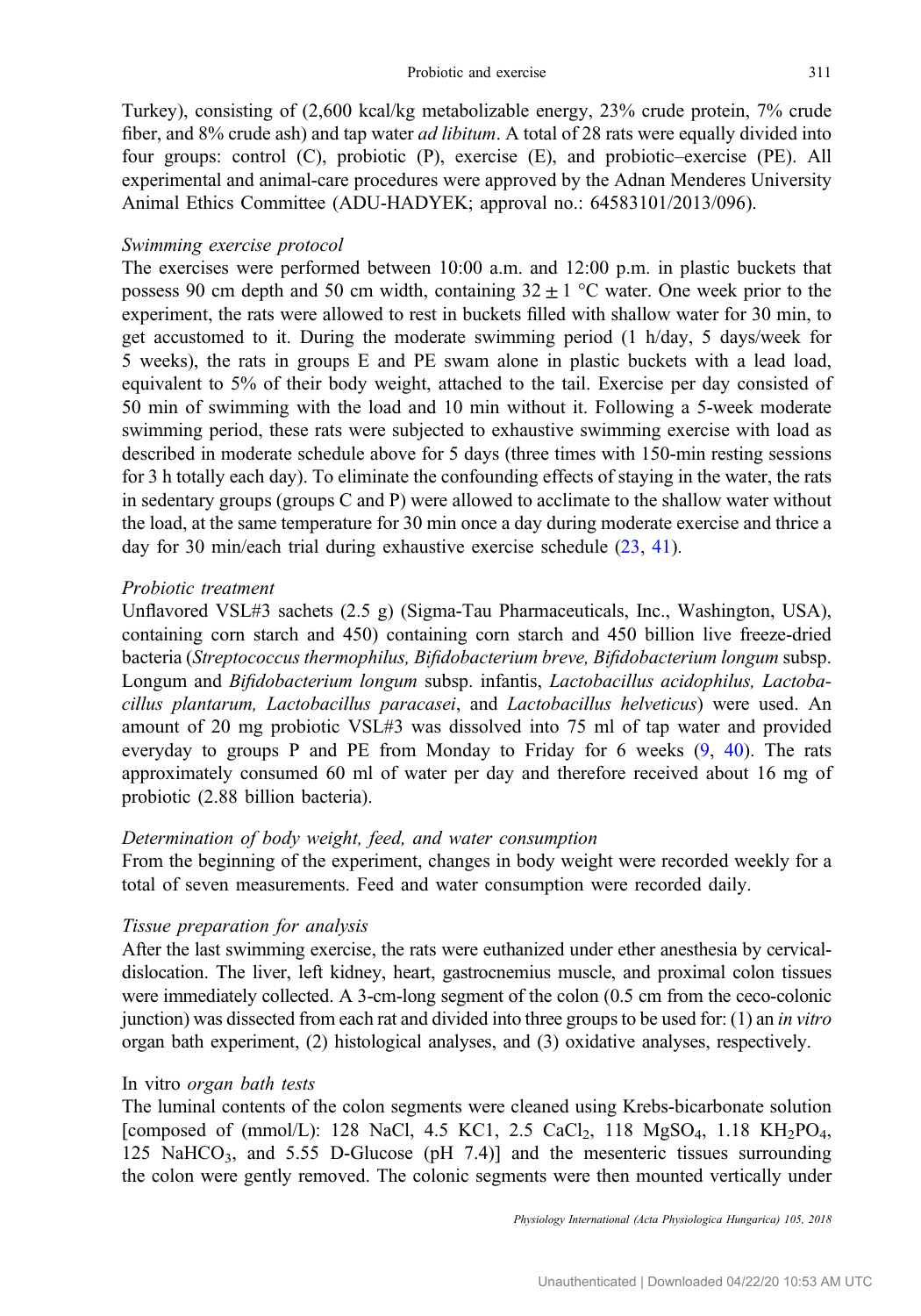Turkey), consisting of (2,600 kcal/kg metabolizable energy, 23% crude protein, 7% crude fiber, and 8% crude ash) and tap water *ad libitum*. A total of 28 rats were equally divided into four groups: control (C), probiotic (P), exercise (E), and probiotic–exercise (PE). All experimental and animal-care procedures were approved by the Adnan Menderes University Animal Ethics Committee (ADU-HADYEK; approval no.: 64583101/2013/096).

*Swimming exercise protocol*

The exercises were performed between 10:00 a.m. and 12:00 p.m. in plastic buckets that possess 90 cm depth and 50 cm width, containing $32 \pm 1$ °C water. One week prior to the experiment, the rats were allowed to rest in buckets filled with shallow water for 30 min, to get accustomed to it. During the moderate swimming period (1 h/day, 5 days/week for 5 weeks), the rats in groups E and PE swam alone in plastic buckets with a lead load, equivalent to 5% of their body weight, attached to the tail. Exercise per day consisted of 50 min of swimming with the load and 10 min without it. Following a 5-week moderate swimming period, these rats were subjected to exhaustive swimming exercise with load as described in moderate schedule above for 5 days (three times with 150-min resting sessions for 3 h totally each day). To eliminate the confounding effects of staying in the water, the rats in sedentary groups (groups C and P) were allowed to acclimate to the shallow water without the load, at the same temperature for 30 min once a day during moderate exercise and thrice a day for 30 min/each trial during exhaustive exercise schedule (23, 41).

*Probiotic treatment*

Unflavored VSL#3 sachets (2.5 g) (Sigma-Tau Pharmaceuticals, Inc., Washington, USA), containing corn starch and 450) containing corn starch and 450 billion live freeze-dried bacteria (*Streptococcus thermophilus, Bifidobacterium breve, Bifidobacterium longum* subsp. Longum and *Bifidobacterium longum* subsp. infantis, *Lactobacillus acidophilus, Lactobacillus plantarum, Lactobacillus paracasei*, and *Lactobacillus helveticus*) were used. An amount of 20 mg probiotic VSL#3 was dissolved into 75 ml of tap water and provided everyday to groups P and PE from Monday to Friday for 6 weeks (9, 40). The rats approximately consumed 60 ml of water per day and therefore received about 16 mg of probiotic (2.88 billion bacteria).

*Determination of body weight, feed, and water consumption*

From the beginning of the experiment, changes in body weight were recorded weekly for a total of seven measurements. Feed and water consumption were recorded daily.

*Tissue preparation for analysis*

After the last swimming exercise, the rats were euthanized under ether anesthesia by cervical-dislocation. The liver, left kidney, heart, gastrocnemius muscle, and proximal colon tissues were immediately collected. A 3-cm-long segment of the colon (0.5 cm from the ceco-colonic junction) was dissected from each rat and divided into three groups to be used for: (1) an *in vitro* organ bath experiment, (2) histological analyses, and (3) oxidative analyses, respectively.

In vitro *organ bath tests*

The luminal contents of the colon segments were cleaned using Krebs-bicarbonate solution [composed of (mmol/L): 128 NaCl, 4.5 KC1, 2.5 $CaCl_2$, 118 $MgSO_4$, 1.18 $KH_2PO_4$, 125 $NaHCO_3$, and 5.55 D-Glucose (pH 7.4)] and the mesenteric tissues surrounding the colon were gently removed. The colonic segments were then mounted vertically under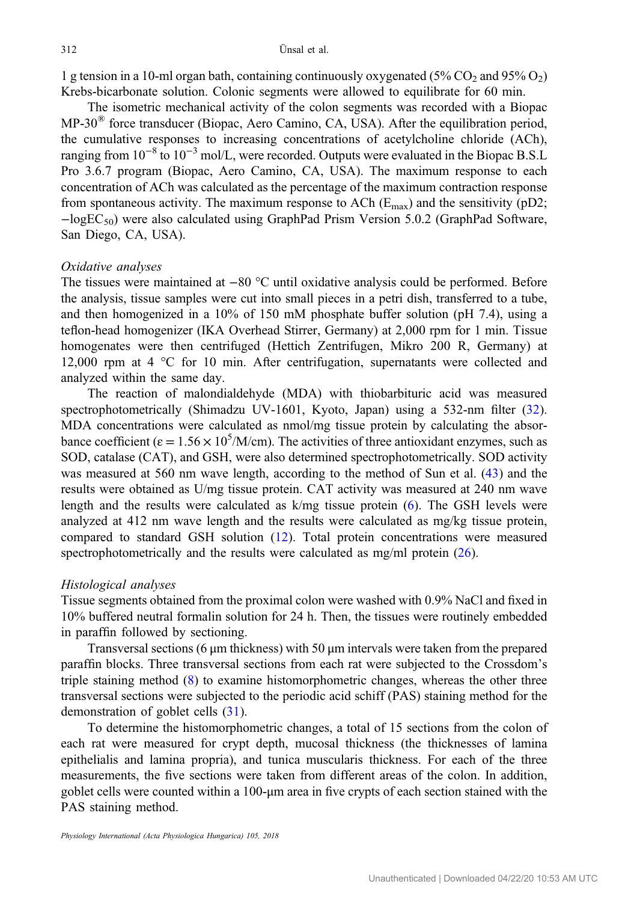1 g tension in a 10-ml organ bath, containing continuously oxygenated (5% $CO_2$ and 95% $O_2$) Krebs-bicarbonate solution. Colonic segments were allowed to equilibrate for 60 min.

The isometric mechanical activity of the colon segments was recorded with a Biopac MP-30® force transducer (Biopac, Aero Camino, CA, USA). After the equilibration period, the cumulative responses to increasing concentrations of acetylcholine chloride (ACh), ranging from $10^{-8}$ to $10^{-3}$ mol/L, were recorded. Outputs were evaluated in the Biopac B.S.L Pro 3.6.7 program (Biopac, Aero Camino, CA, USA). The maximum response to each concentration of ACh was calculated as the percentage of the maximum contraction response from spontaneous activity. The maximum response to ACh ($E_{max}$) and the sensitivity (pD2; $-\log EC_{50}$) were also calculated using GraphPad Prism Version 5.0.2 (GraphPad Software, San Diego, CA, USA).

*Oxidative analyses*

The tissues were maintained at −80 °C until oxidative analysis could be performed. Before the analysis, tissue samples were cut into small pieces in a petri dish, transferred to a tube, and then homogenized in a 10% of 150 mM phosphate buffer solution (pH 7.4), using a teflon-head homogenizer (IKA Overhead Stirrer, Germany) at 2,000 rpm for 1 min. Tissue homogenates were then centrifuged (Hettich Zentrifugen, Mikro 200 R, Germany) at 12,000 rpm at 4 °C for 10 min. After centrifugation, supernatants were collected and analyzed within the same day.

The reaction of malondialdehyde (MDA) with thiobarbituric acid was measured spectrophotometrically (Shimadzu UV-1601, Kyoto, Japan) using a 532-nm filter (32). MDA concentrations were calculated as nmol/mg tissue protein by calculating the absorbance coefficient ($\varepsilon = 1.56 \times 10^5$/M/cm). The activities of three antioxidant enzymes, such as SOD, catalase (CAT), and GSH, were also determined spectrophotometrically. SOD activity was measured at 560 nm wave length, according to the method of Sun et al. (43) and the results were obtained as U/mg tissue protein. CAT activity was measured at 240 nm wave length and the results were calculated as k/mg tissue protein (6). The GSH levels were analyzed at 412 nm wave length and the results were calculated as mg/kg tissue protein, compared to standard GSH solution (12). Total protein concentrations were measured spectrophotometrically and the results were calculated as mg/ml protein (26).

*Histological analyses*

Tissue segments obtained from the proximal colon were washed with 0.9% NaCl and fixed in 10% buffered neutral formalin solution for 24 h. Then, the tissues were routinely embedded in paraffin followed by sectioning.

Transversal sections (6 μm thickness) with 50 μm intervals were taken from the prepared paraffin blocks. Three transversal sections from each rat were subjected to the Crossdom's triple staining method (8) to examine histomorphometric changes, whereas the other three transversal sections were subjected to the periodic acid schiff (PAS) staining method for the demonstration of goblet cells (31).

To determine the histomorphometric changes, a total of 15 sections from the colon of each rat were measured for crypt depth, mucosal thickness (the thicknesses of lamina epithelialis and lamina propria), and tunica muscularis thickness. For each of the three measurements, the five sections were taken from different areas of the colon. In addition, goblet cells were counted within a 100-μm area in five crypts of each section stained with the PAS staining method.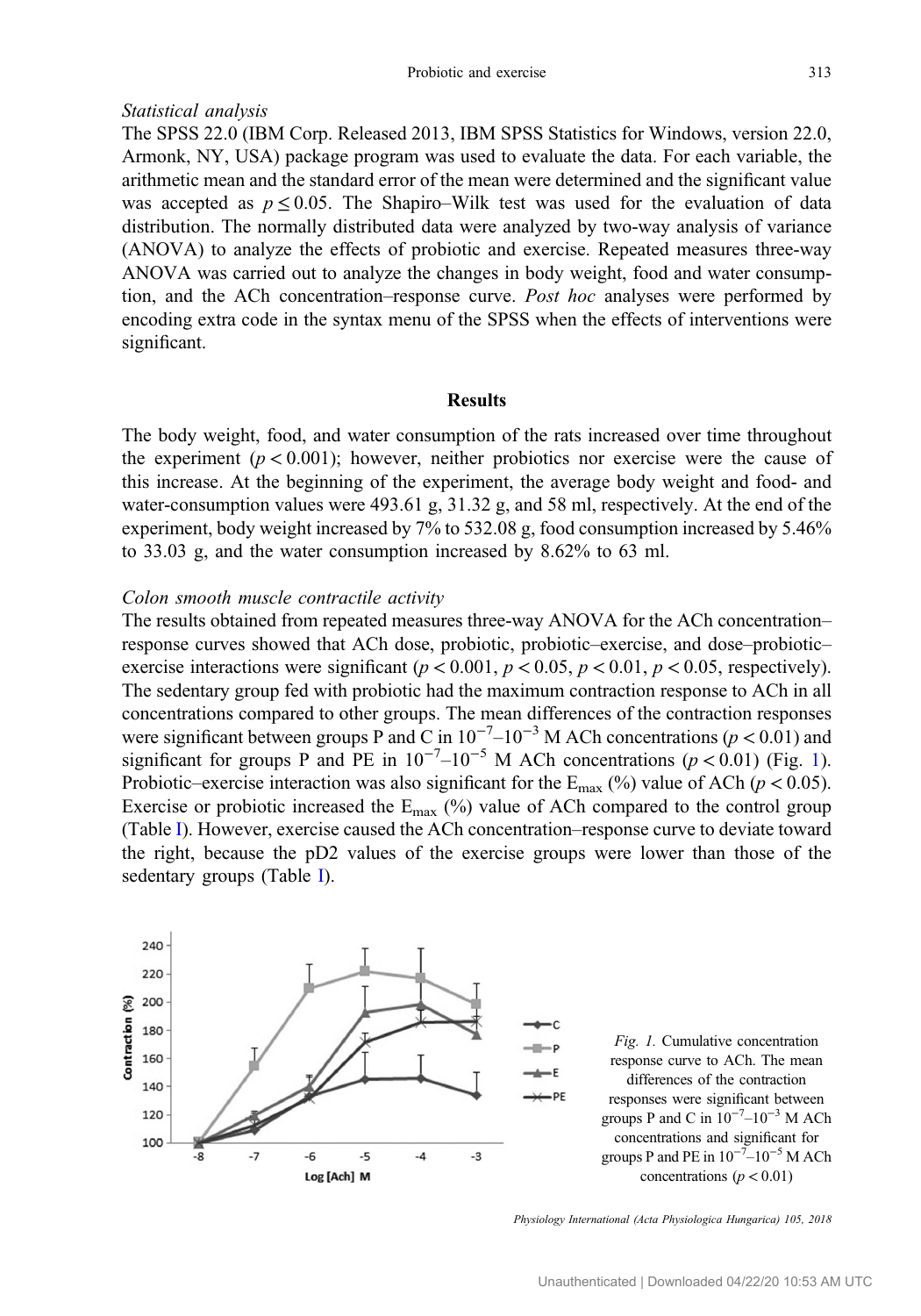*Statistical analysis*

The SPSS 22.0 (IBM Corp. Released 2013, IBM SPSS Statistics for Windows, version 22.0, Armonk, NY, USA) package program was used to evaluate the data. For each variable, the arithmetic mean and the standard error of the mean were determined and the significant value was accepted as $p \leq 0.05$. The Shapiro–Wilk test was used for the evaluation of data distribution. The normally distributed data were analyzed by two-way analysis of variance (ANOVA) to analyze the effects of probiotic and exercise. Repeated measures three-way ANOVA was carried out to analyze the changes in body weight, food and water consumption, and the ACh concentration–response curve. *Post hoc* analyses were performed by encoding extra code in the syntax menu of the SPSS when the effects of interventions were significant.

## Results

The body weight, food, and water consumption of the rats increased over time throughout the experiment ($p < 0.001$); however, neither probiotics nor exercise were the cause of this increase. At the beginning of the experiment, the average body weight and food- and water-consumption values were 493.61 g, 31.32 g, and 58 ml, respectively. At the end of the experiment, body weight increased by 7% to 532.08 g, food consumption increased by 5.46% to 33.03 g, and the water consumption increased by 8.62% to 63 ml.

*Colon smooth muscle contractile activity*

The results obtained from repeated measures three-way ANOVA for the ACh concentration–response curves showed that ACh dose, probiotic, probiotic–exercise, and dose–probiotic–exercise interactions were significant ($p < 0.001$, $p < 0.05$, $p < 0.01$, $p < 0.05$, respectively). The sedentary group fed with probiotic had the maximum contraction response to ACh in all concentrations compared to other groups. The mean differences of the contraction responses were significant between groups P and C in $10^{-7}$–$10^{-3}$ M ACh concentrations ($p < 0.01$) and significant for groups P and PE in $10^{-7}$–$10^{-5}$ M ACh concentrations ($p < 0.01$) (Fig. 1). Probiotic–exercise interaction was also significant for the $E_{max}$ (%) value of ACh ($p < 0.05$). Exercise or probiotic increased the $E_{max}$ (%) value of ACh compared to the control group (Table I). However, exercise caused the ACh concentration–response curve to deviate toward the right, because the pD2 values of the exercise groups were lower than those of the sedentary groups (Table I).

Contraction (%)
240
220
200
180
160
140
120
100
-8 -7 -6 -5 -4 -3
Log [Ach] M
C
P
E
PE

*Fig. 1.* Cumulative concentration response curve to ACh. The mean differences of the contraction responses were significant between groups P and C in $10^{-7}$–$10^{-3}$ M ACh concentrations and significant for groups P and PE in $10^{-7}$–$10^{-5}$ M ACh concentrations ($p < 0.01$)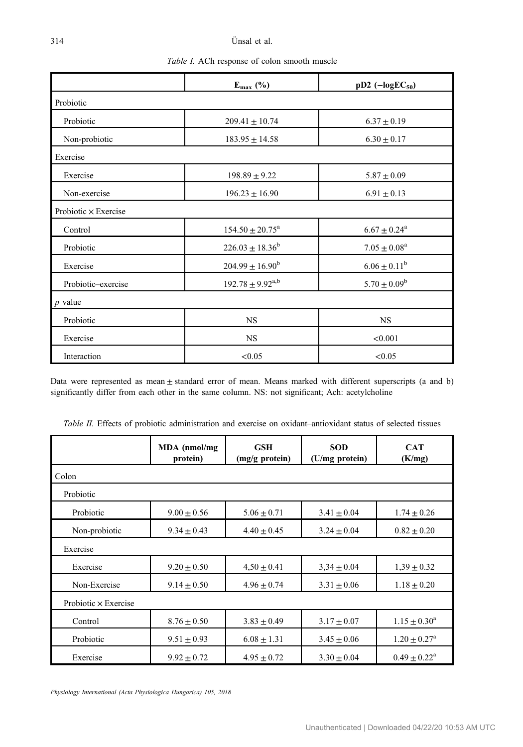*Table I.* ACh response of colon smooth muscle

| | $E_{max}$ (%) | pD2 ($-\log EC_{50}$) |
|---|---|---|
| Probiotic | | |
| Probiotic | 209.41 ± 10.74 | 6.37 ± 0.19 |
| Non-probiotic | 183.95 ± 14.58 | 6.30 ± 0.17 |
| Exercise | | |
| Exercise | 198.89 ± 9.22 | 5.87 ± 0.09 |
| Non-exercise | 196.23 ± 16.90 | 6.91 ± 0.13 |
| Probiotic × Exercise | | |
| Control | $154.50 \pm 20.75^{a}$ | $6.67 \pm 0.24^{a}$ |
| Probiotic | $226.03 \pm 18.36^{b}$ | $7.05 \pm 0.08^{a}$ |
| Exercise | $204.99 \pm 16.90^{b}$ | $6.06 \pm 0.11^{b}$ |
| Probiotic–exercise | $192.78 \pm 9.92^{a,b}$ | $5.70 \pm 0.09^{b}$ |
| *p* value | | |
| Probiotic | NS | NS |
| Exercise | NS | <0.001 |
| Interaction | <0.05 | <0.05 |

Data were represented as mean ± standard error of mean. Means marked with different superscripts (a and b) significantly differ from each other in the same column. NS: not significant; Ach: acetylcholine

*Table II.* Effects of probiotic administration and exercise on oxidant–antioxidant status of selected tissues

| | MDA (nmol/mg protein) | GSH (mg/g protein) | SOD (U/mg protein) | CAT (K/mg) |
|---|---|---|---|---|
| Colon | | | | |
| Probiotic | | | | |
| Probiotic | 9.00 ± 0.56 | 5.06 ± 0.71 | 3.41 ± 0.04 | 1.74 ± 0.26 |
| Non-probiotic | 9.34 ± 0.43 | 4.40 ± 0.45 | 3.24 ± 0.04 | 0.82 ± 0.20 |
| Exercise | | | | |
| Exercise | 9.20 ± 0.50 | 4,50 ± 0.41 | 3,34 ± 0.04 | 1,39 ± 0.32 |
| Non-Exercise | 9.14 ± 0.50 | 4.96 ± 0.74 | 3.31 ± 0.06 | 1.18 ± 0.20 |
| Probiotic × Exercise | | | | |
| Control | 8.76 ± 0.50 | 3.83 ± 0.49 | 3.17 ± 0.07 | $1.15 \pm 0.30^{a}$ |
| Probiotic | 9.51 ± 0.93 | 6.08 ± 1.31 | 3.45 ± 0.06 | $1.20 \pm 0.27^{a}$ |
| Exercise | 9.92 ± 0.72 | 4.95 ± 0.72 | 3.30 ± 0.04 | $0.49 \pm 0.22^{a}$ |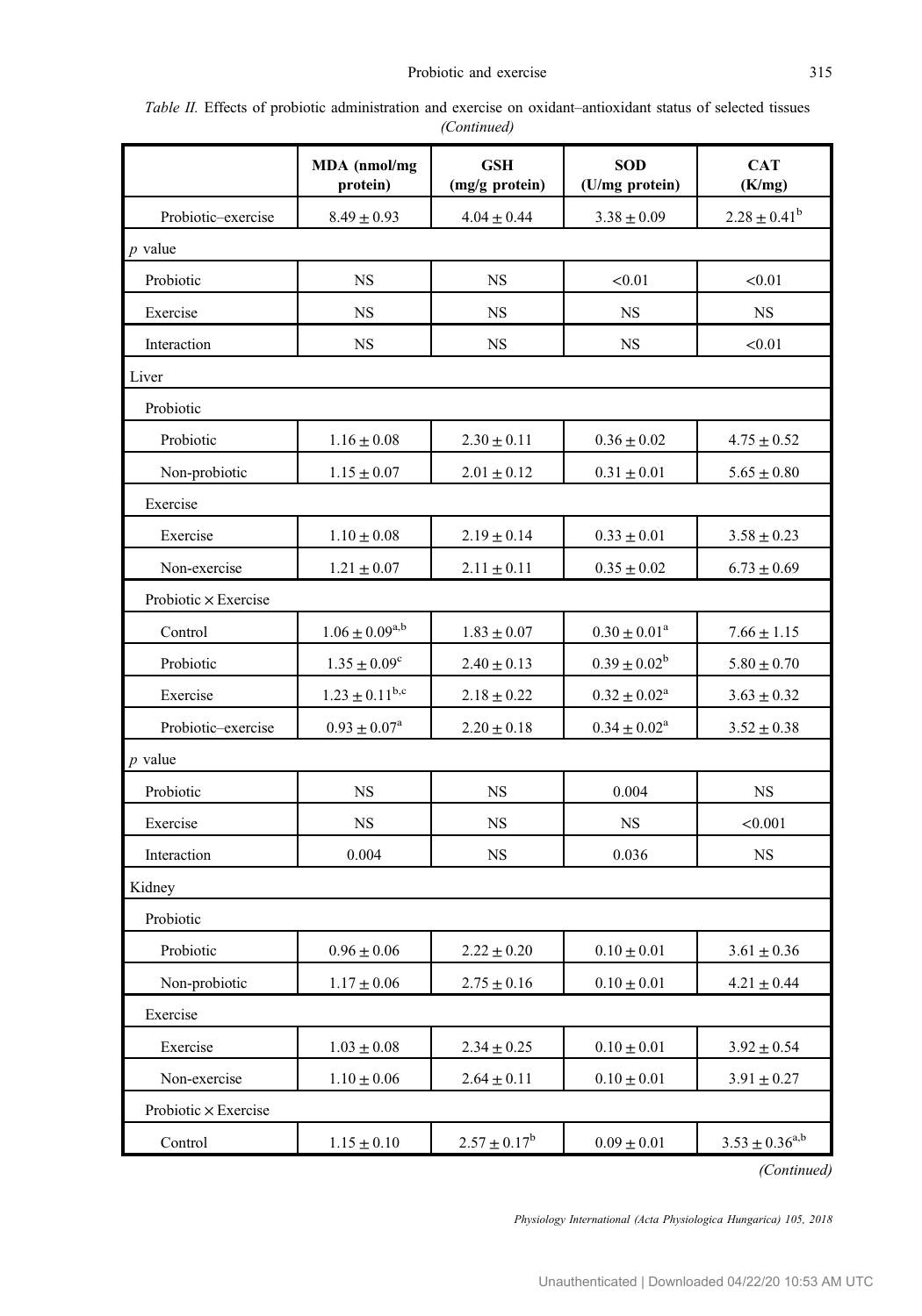*Table II.* Effects of probiotic administration and exercise on oxidant–antioxidant status of selected tissues *(Continued)*

| | MDA (nmol/mg protein) | GSH (mg/g protein) | SOD (U/mg protein) | CAT (K/mg) |
|---|---|---|---|---|
| Probiotic–exercise | 8.49 ± 0.93 | 4.04 ± 0.44 | 3.38 ± 0.09 | 2.28 ± 0.41[b] |
| *p* value | | | | |
| Probiotic | NS | NS | <0.01 | <0.01 |
| Exercise | NS | NS | NS | NS |
| Interaction | NS | NS | NS | <0.01 |
| Liver | | | | |
| Probiotic | | | | |
| Probiotic | 1.16 ± 0.08 | 2.30 ± 0.11 | 0.36 ± 0.02 | 4.75 ± 0.52 |
| Non-probiotic | 1.15 ± 0.07 | 2.01 ± 0.12 | 0.31 ± 0.01 | 5.65 ± 0.80 |
| Exercise | | | | |
| Exercise | 1.10 ± 0.08 | 2.19 ± 0.14 | 0.33 ± 0.01 | 3.58 ± 0.23 |
| Non-exercise | 1.21 ± 0.07 | 2.11 ± 0.11 | 0.35 ± 0.02 | 6.73 ± 0.69 |
| Probiotic × Exercise | | | | |
| Control | 1.06 ± 0.09[a,b] | 1.83 ± 0.07 | 0.30 ± 0.01[a] | 7.66 ± 1.15 |
| Probiotic | 1.35 ± 0.09[c] | 2.40 ± 0.13 | 0.39 ± 0.02[b] | 5.80 ± 0.70 |
| Exercise | 1.23 ± 0.11[b,c] | 2.18 ± 0.22 | 0.32 ± 0.02[a] | 3.63 ± 0.32 |
| Probiotic–exercise | 0.93 ± 0.07[a] | 2.20 ± 0.18 | 0.34 ± 0.02[a] | 3.52 ± 0.38 |
| *p* value | | | | |
| Probiotic | NS | NS | 0.004 | NS |
| Exercise | NS | NS | NS | <0.001 |
| Interaction | 0.004 | NS | 0.036 | NS |
| Kidney | | | | |
| Probiotic | | | | |
| Probiotic | 0.96 ± 0.06 | 2.22 ± 0.20 | 0.10 ± 0.01 | 3.61 ± 0.36 |
| Non-probiotic | 1.17 ± 0.06 | 2.75 ± 0.16 | 0.10 ± 0.01 | 4.21 ± 0.44 |
| Exercise | | | | |
| Exercise | 1.03 ± 0.08 | 2.34 ± 0.25 | 0.10 ± 0.01 | 3.92 ± 0.54 |
| Non-exercise | 1.10 ± 0.06 | 2.64 ± 0.11 | 0.10 ± 0.01 | 3.91 ± 0.27 |
| Probiotic × Exercise | | | | |
| Control | 1.15 ± 0.10 | 2.57 ± 0.17[b] | 0.09 ± 0.01 | 3.53 ± 0.36[a,b] |

*(Continued)*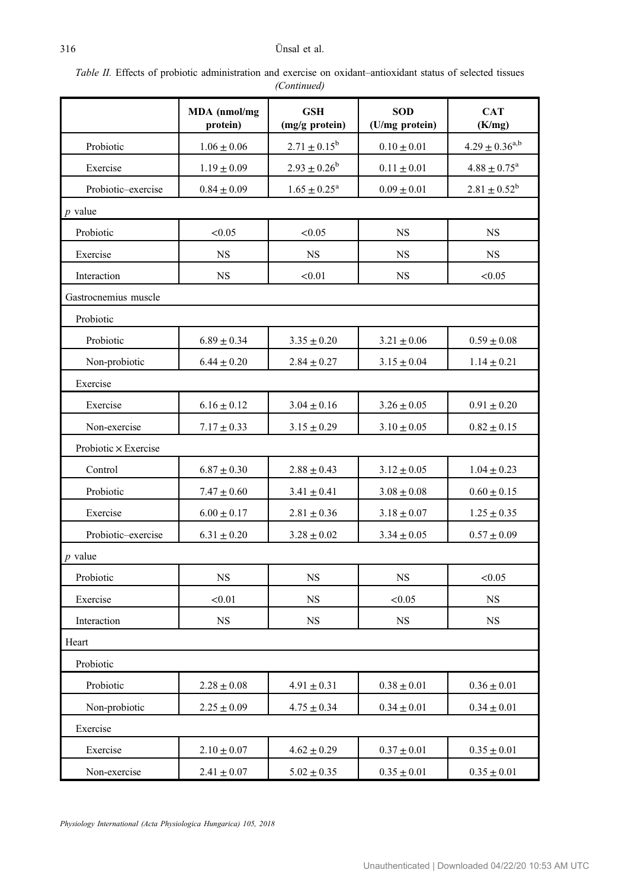*Table II.* Effects of probiotic administration and exercise on oxidant–antioxidant status of selected tissues *(Continued)*

| | MDA (nmol/mg protein) | GSH (mg/g protein) | SOD (U/mg protein) | CAT (K/mg) |
|---|---|---|---|---|
| Probiotic | 1.06 ± 0.06 | 2.71 ± 0.15[b] | 0.10 ± 0.01 | 4.29 ± 0.36[a,b] |
| Exercise | 1.19 ± 0.09 | 2.93 ± 0.26[b] | 0.11 ± 0.01 | 4.88 ± 0.75[a] |
| Probiotic–exercise | 0.84 ± 0.09 | 1.65 ± 0.25[a] | 0.09 ± 0.01 | 2.81 ± 0.52[b] |
| *p* value | | | | |
| Probiotic | <0.05 | <0.05 | NS | NS |
| Exercise | NS | NS | NS | NS |
| Interaction | NS | <0.01 | NS | <0.05 |
| Gastrocnemius muscle | | | | |
| Probiotic | | | | |
| Probiotic | 6.89 ± 0.34 | 3.35 ± 0.20 | 3.21 ± 0.06 | 0.59 ± 0.08 |
| Non-probiotic | 6.44 ± 0.20 | 2.84 ± 0.27 | 3.15 ± 0.04 | 1.14 ± 0.21 |
| Exercise | | | | |
| Exercise | 6.16 ± 0.12 | 3.04 ± 0.16 | 3.26 ± 0.05 | 0.91 ± 0.20 |
| Non-exercise | 7.17 ± 0.33 | 3.15 ± 0.29 | 3.10 ± 0.05 | 0.82 ± 0.15 |
| Probiotic × Exercise | | | | |
| Control | 6.87 ± 0.30 | 2.88 ± 0.43 | 3.12 ± 0.05 | 1.04 ± 0.23 |
| Probiotic | 7.47 ± 0.60 | 3.41 ± 0.41 | 3.08 ± 0.08 | 0.60 ± 0.15 |
| Exercise | 6.00 ± 0.17 | 2.81 ± 0.36 | 3.18 ± 0.07 | 1.25 ± 0.35 |
| Probiotic–exercise | 6.31 ± 0.20 | 3.28 ± 0.02 | 3.34 ± 0.05 | 0.57 ± 0.09 |
| *p* value | | | | |
| Probiotic | NS | NS | NS | <0.05 |
| Exercise | <0.01 | NS | <0.05 | NS |
| Interaction | NS | NS | NS | NS |
| Heart | | | | |
| Probiotic | | | | |
| Probiotic | 2.28 ± 0.08 | 4.91 ± 0.31 | 0.38 ± 0.01 | 0.36 ± 0.01 |
| Non-probiotic | 2.25 ± 0.09 | 4.75 ± 0.34 | 0.34 ± 0.01 | 0.34 ± 0.01 |
| Exercise | | | | |
| Exercise | 2.10 ± 0.07 | 4.62 ± 0.29 | 0.37 ± 0.01 | 0.35 ± 0.01 |
| Non-exercise | 2.41 ± 0.07 | 5.02 ± 0.35 | 0.35 ± 0.01 | 0.35 ± 0.01 |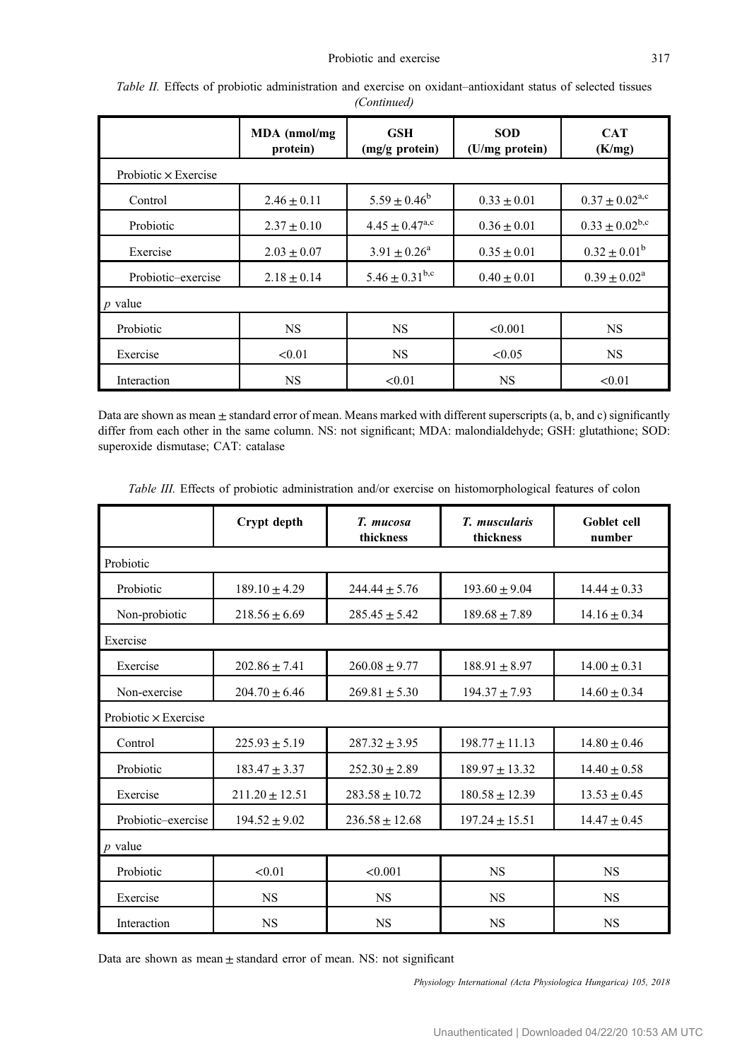*Table II.* Effects of probiotic administration and exercise on oxidant–antioxidant status of selected tissues *(Continued)*

| | MDA (nmol/mg protein) | GSH (mg/g protein) | SOD (U/mg protein) | CAT (K/mg) |
|---|---|---|---|---|
| Probiotic × Exercise | | | | |
| Control | $2.46 \pm 0.11$ | $5.59 \pm 0.46^{b}$ | $0.33 \pm 0.01$ | $0.37 \pm 0.02^{a,c}$ |
| Probiotic | $2.37 \pm 0.10$ | $4.45 \pm 0.47^{a,c}$ | $0.36 \pm 0.01$ | $0.33 \pm 0.02^{b,c}$ |
| Exercise | $2.03 \pm 0.07$ | $3.91 \pm 0.26^{a}$ | $0.35 \pm 0.01$ | $0.32 \pm 0.01^{b}$ |
| Probiotic–exercise | $2.18 \pm 0.14$ | $5.46 \pm 0.31^{b,c}$ | $0.40 \pm 0.01$ | $0.39 \pm 0.02^{a}$ |
| *p* value | | | | |
| Probiotic | NS | NS | <0.001 | NS |
| Exercise | <0.01 | NS | <0.05 | NS |
| Interaction | NS | <0.01 | NS | <0.01 |

Data are shown as mean ± standard error of mean. Means marked with different superscripts (a, b, and c) significantly differ from each other in the same column. NS: not significant; MDA: malondialdehyde; GSH: glutathione; SOD: superoxide dismutase; CAT: catalase

*Table III.* Effects of probiotic administration and/or exercise on histomorphological features of colon

| | Crypt depth | *T. mucosa* thickness | *T. muscularis* thickness | Goblet cell number |
|---|---|---|---|---|
| Probiotic | | | | |
| Probiotic | $189.10 \pm 4.29$ | $244.44 \pm 5.76$ | $193.60 \pm 9.04$ | $14.44 \pm 0.33$ |
| Non-probiotic | $218.56 \pm 6.69$ | $285.45 \pm 5.42$ | $189.68 \pm 7.89$ | $14.16 \pm 0.34$ |
| Exercise | | | | |
| Exercise | $202.86 \pm 7.41$ | $260.08 \pm 9.77$ | $188.91 \pm 8.97$ | $14.00 \pm 0.31$ |
| Non-exercise | $204.70 \pm 6.46$ | $269.81 \pm 5.30$ | $194.37 \pm 7.93$ | $14.60 \pm 0.34$ |
| Probiotic × Exercise | | | | |
| Control | $225.93 \pm 5.19$ | $287.32 \pm 3.95$ | $198.77 \pm 11.13$ | $14.80 \pm 0.46$ |
| Probiotic | $183.47 \pm 3.37$ | $252.30 \pm 2.89$ | $189.97 \pm 13.32$ | $14.40 \pm 0.58$ |
| Exercise | $211.20 \pm 12.51$ | $283.58 \pm 10.72$ | $180.58 \pm 12.39$ | $13.53 \pm 0.45$ |
| Probiotic–exercise | $194.52 \pm 9.02$ | $236.58 \pm 12.68$ | $197.24 \pm 15.51$ | $14.47 \pm 0.45$ |
| *p* value | | | | |
| Probiotic | <0.01 | <0.001 | NS | NS |
| Exercise | NS | NS | NS | NS |
| Interaction | NS | NS | NS | NS |

Data are shown as mean ± standard error of mean. NS: not significant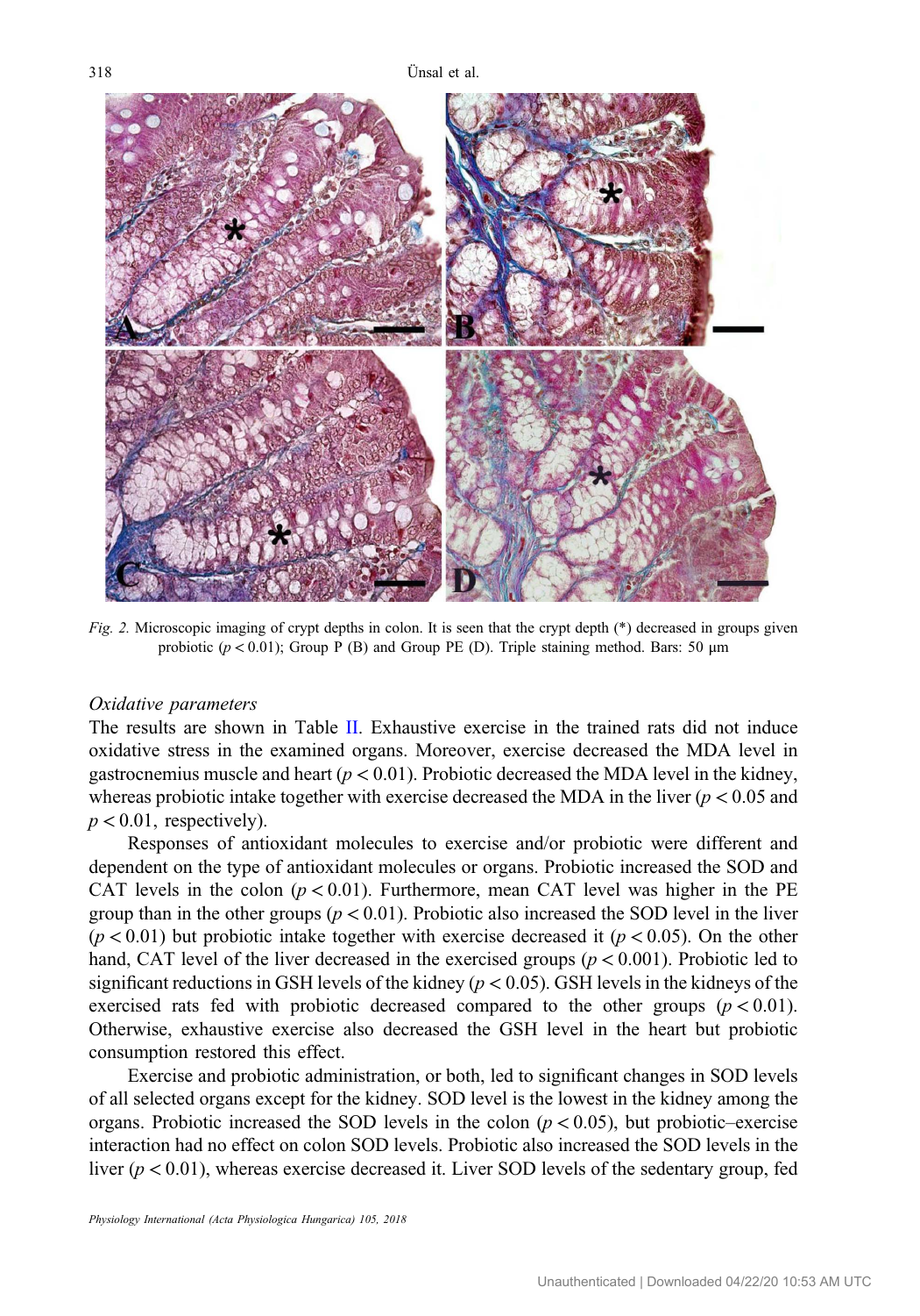*Fig. 2.* Microscopic imaging of crypt depths in colon. It is seen that the crypt depth (*) decreased in groups given probiotic ($p < 0.01$); Group P (B) and Group PE (D). Triple staining method. Bars: 50 μm

*Oxidative parameters*

The results are shown in Table II. Exhaustive exercise in the trained rats did not induce oxidative stress in the examined organs. Moreover, exercise decreased the MDA level in gastrocnemius muscle and heart ($p < 0.01$). Probiotic decreased the MDA level in the kidney, whereas probiotic intake together with exercise decreased the MDA in the liver ($p < 0.05$ and $p < 0.01$, respectively).

Responses of antioxidant molecules to exercise and/or probiotic were different and dependent on the type of antioxidant molecules or organs. Probiotic increased the SOD and CAT levels in the colon ($p < 0.01$). Furthermore, mean CAT level was higher in the PE group than in the other groups ($p < 0.01$). Probiotic also increased the SOD level in the liver ($p < 0.01$) but probiotic intake together with exercise decreased it ($p < 0.05$). On the other hand, CAT level of the liver decreased in the exercised groups ($p < 0.001$). Probiotic led to significant reductions in GSH levels of the kidney ($p < 0.05$). GSH levels in the kidneys of the exercised rats fed with probiotic decreased compared to the other groups ($p < 0.01$). Otherwise, exhaustive exercise also decreased the GSH level in the heart but probiotic consumption restored this effect.

Exercise and probiotic administration, or both, led to significant changes in SOD levels of all selected organs except for the kidney. SOD level is the lowest in the kidney among the organs. Probiotic increased the SOD levels in the colon ($p < 0.05$), but probiotic–exercise interaction had no effect on colon SOD levels. Probiotic also increased the SOD levels in the liver ($p < 0.01$), whereas exercise decreased it. Liver SOD levels of the sedentary group, fed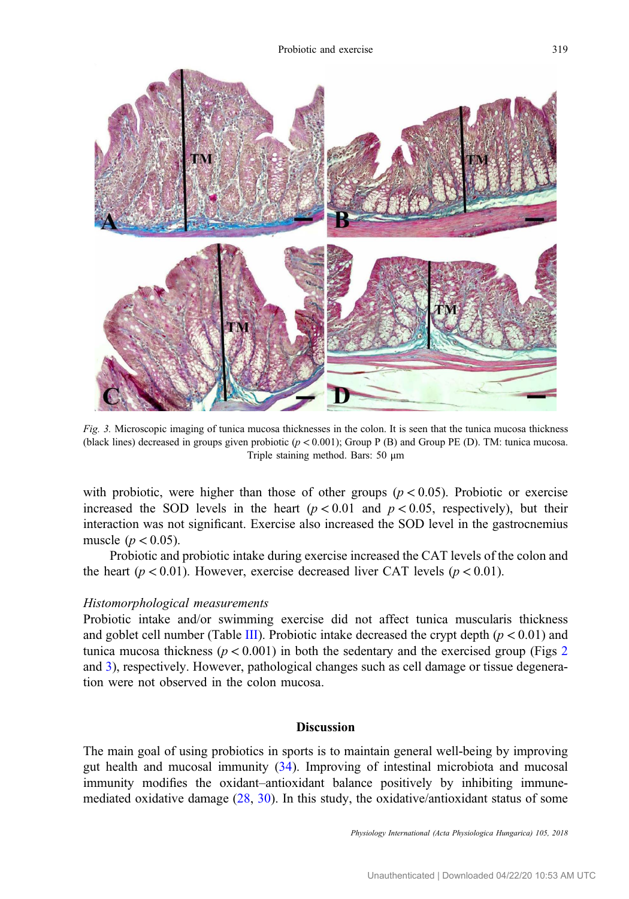*Fig. 3.* Microscopic imaging of tunica mucosa thicknesses in the colon. It is seen that the tunica mucosa thickness (black lines) decreased in groups given probiotic ($p < 0.001$); Group P (B) and Group PE (D). TM: tunica mucosa. Triple staining method. Bars: 50 μm

with probiotic, were higher than those of other groups ($p < 0.05$). Probiotic or exercise increased the SOD levels in the heart ($p < 0.01$ and $p < 0.05$, respectively), but their interaction was not significant. Exercise also increased the SOD level in the gastrocnemius muscle ($p < 0.05$).

Probiotic and probiotic intake during exercise increased the CAT levels of the colon and the heart ($p < 0.01$). However, exercise decreased liver CAT levels ($p < 0.01$).

### *Histomorphological measurements*

Probiotic intake and/or swimming exercise did not affect tunica muscularis thickness and goblet cell number (Table III). Probiotic intake decreased the crypt depth ($p < 0.01$) and tunica mucosa thickness ($p < 0.001$) in both the sedentary and the exercised group (Figs 2 and 3), respectively. However, pathological changes such as cell damage or tissue degeneration were not observed in the colon mucosa.

## Discussion

The main goal of using probiotics in sports is to maintain general well-being by improving gut health and mucosal immunity (34). Improving of intestinal microbiota and mucosal immunity modifies the oxidant–antioxidant balance positively by inhibiting immune-mediated oxidative damage (28, 30). In this study, the oxidative/antioxidant status of some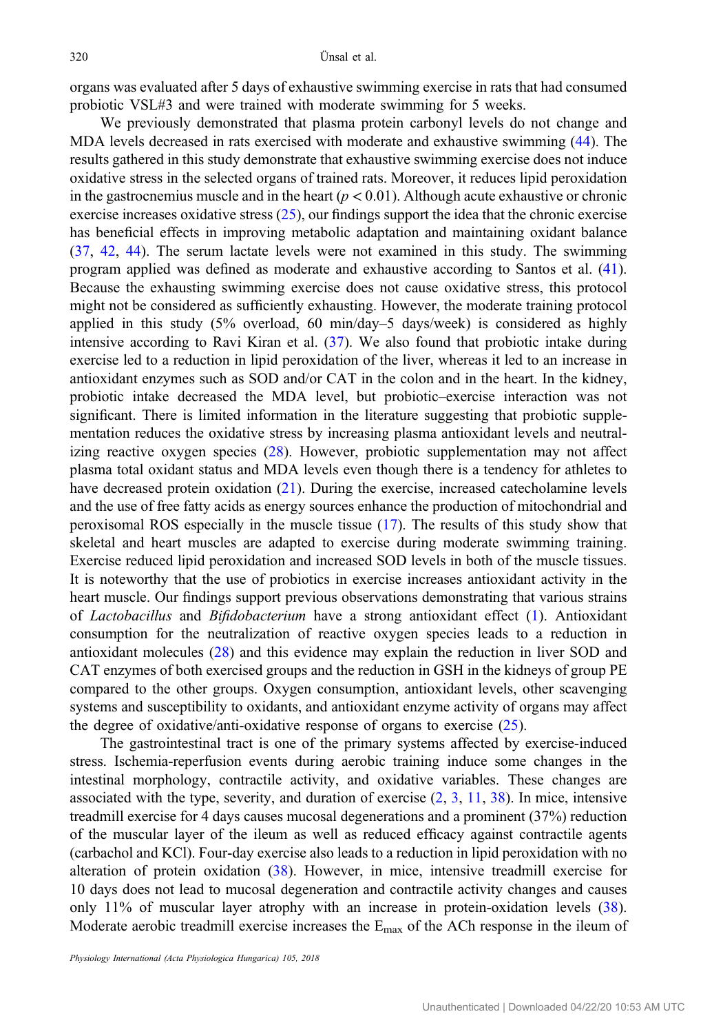organs was evaluated after 5 days of exhaustive swimming exercise in rats that had consumed probiotic VSL#3 and were trained with moderate swimming for 5 weeks.

We previously demonstrated that plasma protein carbonyl levels do not change and MDA levels decreased in rats exercised with moderate and exhaustive swimming (44). The results gathered in this study demonstrate that exhaustive swimming exercise does not induce oxidative stress in the selected organs of trained rats. Moreover, it reduces lipid peroxidation in the gastrocnemius muscle and in the heart ($p < 0.01$). Although acute exhaustive or chronic exercise increases oxidative stress (25), our findings support the idea that the chronic exercise has beneficial effects in improving metabolic adaptation and maintaining oxidant balance (37, 42, 44). The serum lactate levels were not examined in this study. The swimming program applied was defined as moderate and exhaustive according to Santos et al. (41). Because the exhausting swimming exercise does not cause oxidative stress, this protocol might not be considered as sufficiently exhausting. However, the moderate training protocol applied in this study (5% overload, 60 min/day–5 days/week) is considered as highly intensive according to Ravi Kiran et al. (37). We also found that probiotic intake during exercise led to a reduction in lipid peroxidation of the liver, whereas it led to an increase in antioxidant enzymes such as SOD and/or CAT in the colon and in the heart. In the kidney, probiotic intake decreased the MDA level, but probiotic–exercise interaction was not significant. There is limited information in the literature suggesting that probiotic supplementation reduces the oxidative stress by increasing plasma antioxidant levels and neutralizing reactive oxygen species (28). However, probiotic supplementation may not affect plasma total oxidant status and MDA levels even though there is a tendency for athletes to have decreased protein oxidation (21). During the exercise, increased catecholamine levels and the use of free fatty acids as energy sources enhance the production of mitochondrial and peroxisomal ROS especially in the muscle tissue (17). The results of this study show that skeletal and heart muscles are adapted to exercise during moderate swimming training. Exercise reduced lipid peroxidation and increased SOD levels in both of the muscle tissues. It is noteworthy that the use of probiotics in exercise increases antioxidant activity in the heart muscle. Our findings support previous observations demonstrating that various strains of *Lactobacillus* and *Bifidobacterium* have a strong antioxidant effect (1). Antioxidant consumption for the neutralization of reactive oxygen species leads to a reduction in antioxidant molecules (28) and this evidence may explain the reduction in liver SOD and CAT enzymes of both exercised groups and the reduction in GSH in the kidneys of group PE compared to the other groups. Oxygen consumption, antioxidant levels, other scavenging systems and susceptibility to oxidants, and antioxidant enzyme activity of organs may affect the degree of oxidative/anti-oxidative response of organs to exercise (25).

The gastrointestinal tract is one of the primary systems affected by exercise-induced stress. Ischemia-reperfusion events during aerobic training induce some changes in the intestinal morphology, contractile activity, and oxidative variables. These changes are associated with the type, severity, and duration of exercise (2, 3, 11, 38). In mice, intensive treadmill exercise for 4 days causes mucosal degenerations and a prominent (37%) reduction of the muscular layer of the ileum as well as reduced efficacy against contractile agents (carbachol and KCl). Four-day exercise also leads to a reduction in lipid peroxidation with no alteration of protein oxidation (38). However, in mice, intensive treadmill exercise for 10 days does not lead to mucosal degeneration and contractile activity changes and causes only 11% of muscular layer atrophy with an increase in protein-oxidation levels (38). Moderate aerobic treadmill exercise increases the $E_{max}$ of the ACh response in the ileum of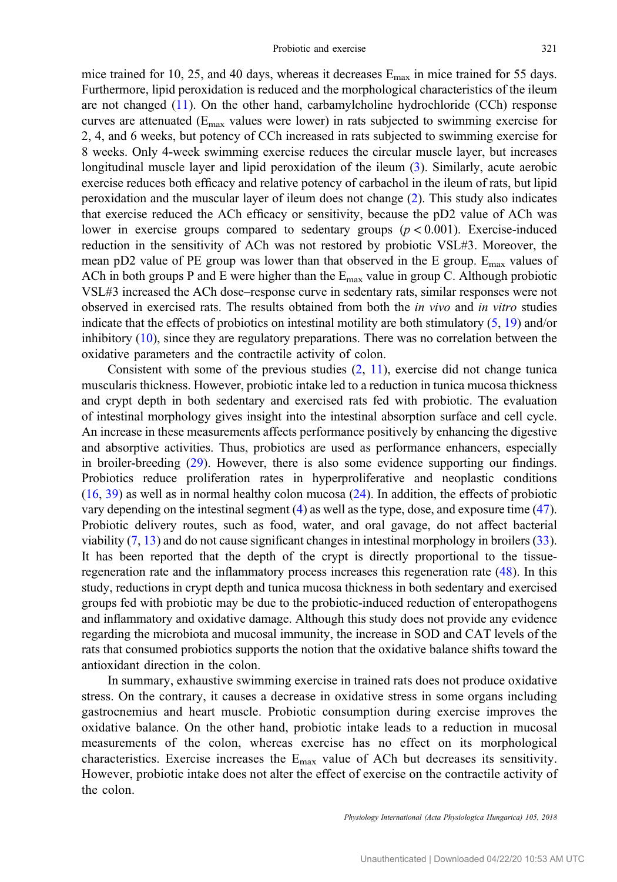mice trained for 10, 25, and 40 days, whereas it decreases $E_{max}$ in mice trained for 55 days. Furthermore, lipid peroxidation is reduced and the morphological characteristics of the ileum are not changed (11). On the other hand, carbamylcholine hydrochloride (CCh) response curves are attenuated ($E_{max}$ values were lower) in rats subjected to swimming exercise for 2, 4, and 6 weeks, but potency of CCh increased in rats subjected to swimming exercise for 8 weeks. Only 4-week swimming exercise reduces the circular muscle layer, but increases longitudinal muscle layer and lipid peroxidation of the ileum (3). Similarly, acute aerobic exercise reduces both efficacy and relative potency of carbachol in the ileum of rats, but lipid peroxidation and the muscular layer of ileum does not change (2). This study also indicates that exercise reduced the ACh efficacy or sensitivity, because the pD2 value of ACh was lower in exercise groups compared to sedentary groups ($p < 0.001$). Exercise-induced reduction in the sensitivity of ACh was not restored by probiotic VSL#3. Moreover, the mean pD2 value of PE group was lower than that observed in the E group. $E_{max}$ values of ACh in both groups P and E were higher than the $E_{max}$ value in group C. Although probiotic VSL#3 increased the ACh dose–response curve in sedentary rats, similar responses were not observed in exercised rats. The results obtained from both the *in vivo* and *in vitro* studies indicate that the effects of probiotics on intestinal motility are both stimulatory (5, 19) and/or inhibitory (10), since they are regulatory preparations. There was no correlation between the oxidative parameters and the contractile activity of colon.

Consistent with some of the previous studies (2, 11), exercise did not change tunica muscularis thickness. However, probiotic intake led to a reduction in tunica mucosa thickness and crypt depth in both sedentary and exercised rats fed with probiotic. The evaluation of intestinal morphology gives insight into the intestinal absorption surface and cell cycle. An increase in these measurements affects performance positively by enhancing the digestive and absorptive activities. Thus, probiotics are used as performance enhancers, especially in broiler-breeding (29). However, there is also some evidence supporting our findings. Probiotics reduce proliferation rates in hyperproliferative and neoplastic conditions (16, 39) as well as in normal healthy colon mucosa (24). In addition, the effects of probiotic vary depending on the intestinal segment (4) as well as the type, dose, and exposure time (47). Probiotic delivery routes, such as food, water, and oral gavage, do not affect bacterial viability (7, 13) and do not cause significant changes in intestinal morphology in broilers (33). It has been reported that the depth of the crypt is directly proportional to the tissue-regeneration rate and the inflammatory process increases this regeneration rate (48). In this study, reductions in crypt depth and tunica mucosa thickness in both sedentary and exercised groups fed with probiotic may be due to the probiotic-induced reduction of enteropathogens and inflammatory and oxidative damage. Although this study does not provide any evidence regarding the microbiota and mucosal immunity, the increase in SOD and CAT levels of the rats that consumed probiotics supports the notion that the oxidative balance shifts toward the antioxidant direction in the colon.

In summary, exhaustive swimming exercise in trained rats does not produce oxidative stress. On the contrary, it causes a decrease in oxidative stress in some organs including gastrocnemius and heart muscle. Probiotic consumption during exercise improves the oxidative balance. On the other hand, probiotic intake leads to a reduction in mucosal measurements of the colon, whereas exercise has no effect on its morphological characteristics. Exercise increases the $E_{max}$ value of ACh but decreases its sensitivity. However, probiotic intake does not alter the effect of exercise on the contractile activity of the colon.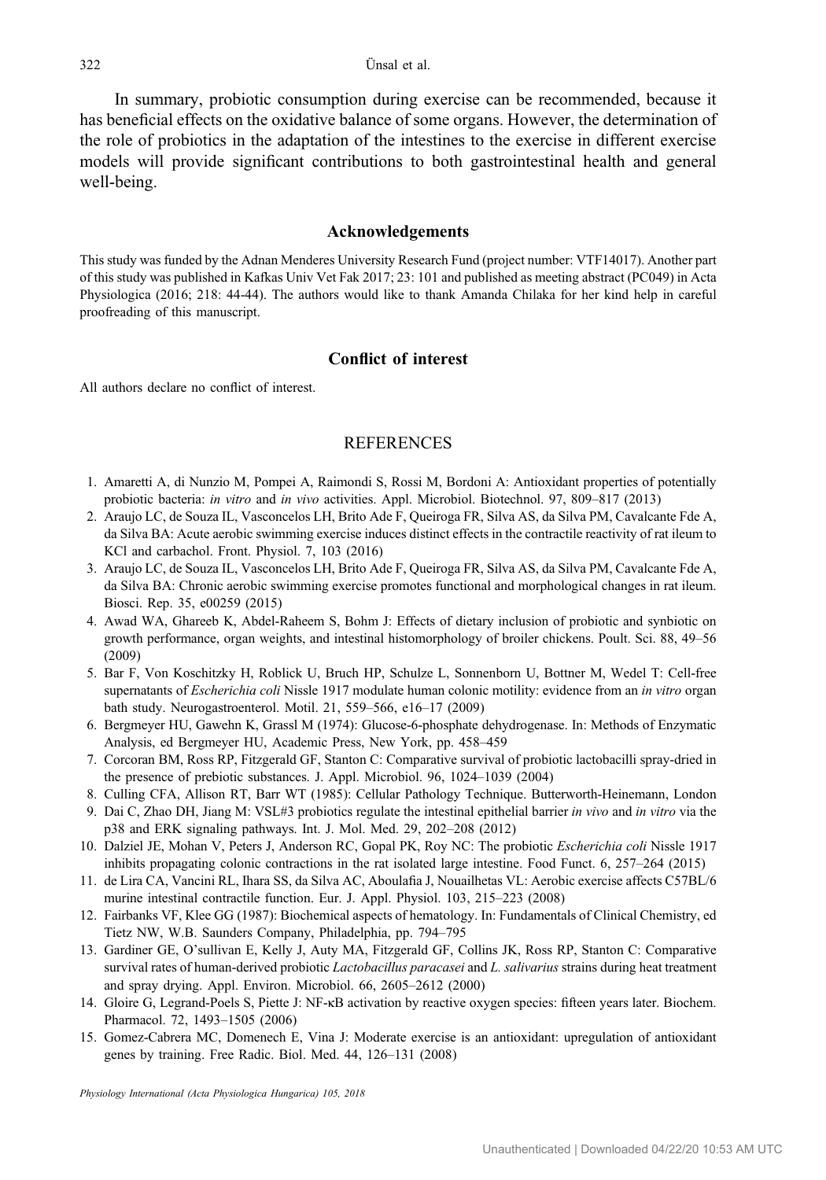In summary, probiotic consumption during exercise can be recommended, because it has beneficial effects on the oxidative balance of some organs. However, the determination of the role of probiotics in the adaptation of the intestines to the exercise in different exercise models will provide significant contributions to both gastrointestinal health and general well-being.

## Acknowledgements

This study was funded by the Adnan Menderes University Research Fund (project number: VTF14017). Another part of this study was published in Kafkas Univ Vet Fak 2017; 23: 101 and published as meeting abstract (PC049) in Acta Physiologica (2016; 218: 44-44). The authors would like to thank Amanda Chilaka for her kind help in careful proofreading of this manuscript.

## Conflict of interest

All authors declare no conflict of interest.

## REFERENCES

1. Amaretti A, di Nunzio M, Pompei A, Raimondi S, Rossi M, Bordoni A: Antioxidant properties of potentially probiotic bacteria: *in vitro* and *in vivo* activities. Appl. Microbiol. Biotechnol. 97, 809–817 (2013)
2. Araujo LC, de Souza IL, Vasconcelos LH, Brito Ade F, Queiroga FR, Silva AS, da Silva PM, Cavalcante Fde A, da Silva BA: Acute aerobic swimming exercise induces distinct effects in the contractile reactivity of rat ileum to KCl and carbachol. Front. Physiol. 7, 103 (2016)
3. Araujo LC, de Souza IL, Vasconcelos LH, Brito Ade F, Queiroga FR, Silva AS, da Silva PM, Cavalcante Fde A, da Silva BA: Chronic aerobic swimming exercise promotes functional and morphological changes in rat ileum. Biosci. Rep. 35, e00259 (2015)
4. Awad WA, Ghareeb K, Abdel-Raheem S, Bohm J: Effects of dietary inclusion of probiotic and synbiotic on growth performance, organ weights, and intestinal histomorphology of broiler chickens. Poult. Sci. 88, 49–56 (2009)
5. Bar F, Von Koschitzky H, Roblick U, Bruch HP, Schulze L, Sonnenborn U, Bottner M, Wedel T: Cell-free supernatants of *Escherichia coli* Nissle 1917 modulate human colonic motility: evidence from an *in vitro* organ bath study. Neurogastroenterol. Motil. 21, 559–566, e16–17 (2009)
6. Bergmeyer HU, Gawehn K, Grassl M (1974): Glucose-6-phosphate dehydrogenase. In: Methods of Enzymatic Analysis, ed Bergmeyer HU, Academic Press, New York, pp. 458–459
7. Corcoran BM, Ross RP, Fitzgerald GF, Stanton C: Comparative survival of probiotic lactobacilli spray-dried in the presence of prebiotic substances. J. Appl. Microbiol. 96, 1024–1039 (2004)
8. Culling CFA, Allison RT, Barr WT (1985): Cellular Pathology Technique. Butterworth-Heinemann, London
9. Dai C, Zhao DH, Jiang M: VSL#3 probiotics regulate the intestinal epithelial barrier *in vivo* and *in vitro* via the p38 and ERK signaling pathways. Int. J. Mol. Med. 29, 202–208 (2012)
10. Dalziel JE, Mohan V, Peters J, Anderson RC, Gopal PK, Roy NC: The probiotic *Escherichia coli* Nissle 1917 inhibits propagating colonic contractions in the rat isolated large intestine. Food Funct. 6, 257–264 (2015)
11. de Lira CA, Vancini RL, Ihara SS, da Silva AC, Aboulafia J, Nouailhetas VL: Aerobic exercise affects C57BL/6 murine intestinal contractile function. Eur. J. Appl. Physiol. 103, 215–223 (2008)
12. Fairbanks VF, Klee GG (1987): Biochemical aspects of hematology. In: Fundamentals of Clinical Chemistry, ed Tietz NW, W.B. Saunders Company, Philadelphia, pp. 794–795
13. Gardiner GE, O'sullivan E, Kelly J, Auty MA, Fitzgerald GF, Collins JK, Ross RP, Stanton C: Comparative survival rates of human-derived probiotic *Lactobacillus paracasei* and *L. salivarius* strains during heat treatment and spray drying. Appl. Environ. Microbiol. 66, 2605–2612 (2000)
14. Gloire G, Legrand-Poels S, Piette J: NF-κB activation by reactive oxygen species: fifteen years later. Biochem. Pharmacol. 72, 1493–1505 (2006)
15. Gomez-Cabrera MC, Domenech E, Vina J: Moderate exercise is an antioxidant: upregulation of antioxidant genes by training. Free Radic. Biol. Med. 44, 126–131 (2008)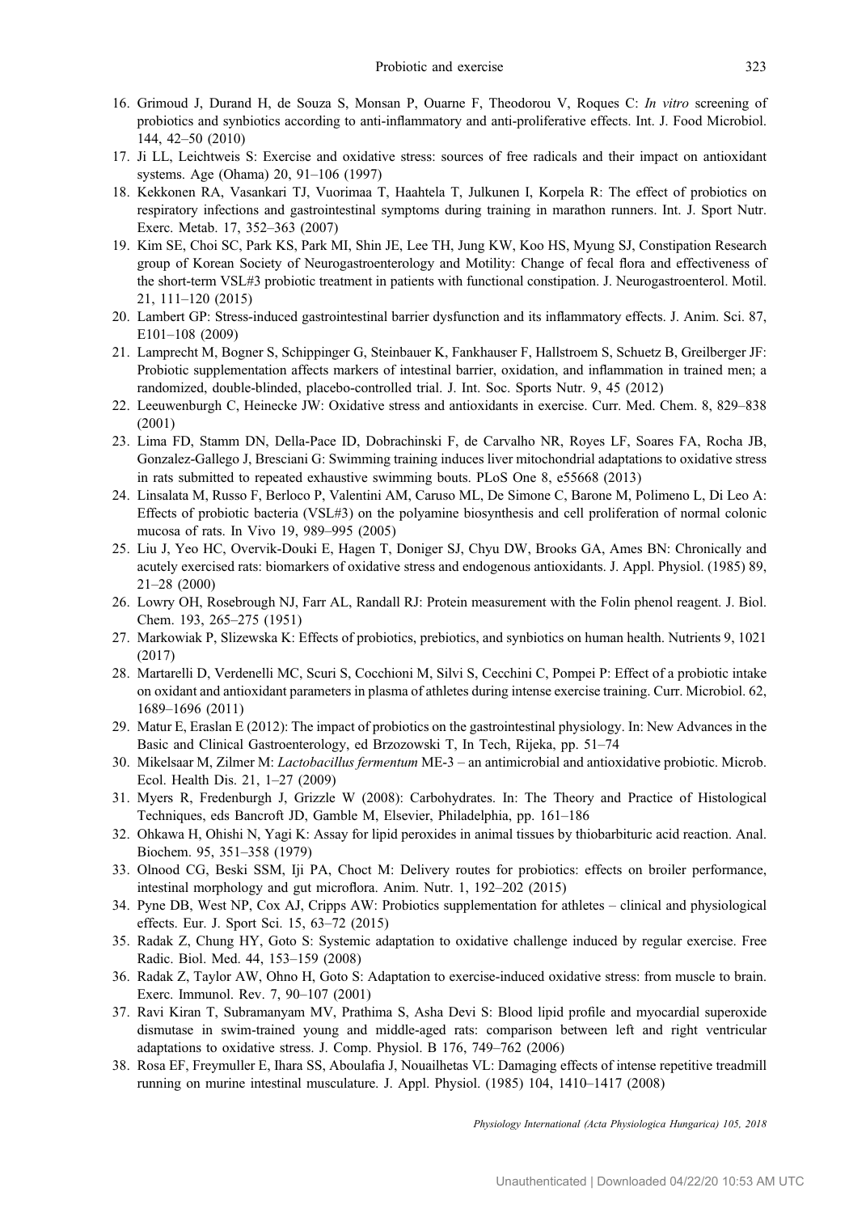16. Grimoud J, Durand H, de Souza S, Monsan P, Ouarne F, Theodorou V, Roques C: *In vitro* screening of probiotics and synbiotics according to anti-inflammatory and anti-proliferative effects. Int. J. Food Microbiol. 144, 42–50 (2010)
17. Ji LL, Leichtweis S: Exercise and oxidative stress: sources of free radicals and their impact on antioxidant systems. Age (Ohama) 20, 91–106 (1997)
18. Kekkonen RA, Vasankari TJ, Vuorimaa T, Haahtela T, Julkunen I, Korpela R: The effect of probiotics on respiratory infections and gastrointestinal symptoms during training in marathon runners. Int. J. Sport Nutr. Exerc. Metab. 17, 352–363 (2007)
19. Kim SE, Choi SC, Park KS, Park MI, Shin JE, Lee TH, Jung KW, Koo HS, Myung SJ, Constipation Research group of Korean Society of Neurogastroenterology and Motility: Change of fecal flora and effectiveness of the short-term VSL#3 probiotic treatment in patients with functional constipation. J. Neurogastroenterol. Motil. 21, 111–120 (2015)
20. Lambert GP: Stress-induced gastrointestinal barrier dysfunction and its inflammatory effects. J. Anim. Sci. 87, E101–108 (2009)
21. Lamprecht M, Bogner S, Schippinger G, Steinbauer K, Fankhauser F, Hallstroem S, Schuetz B, Greilberger JF: Probiotic supplementation affects markers of intestinal barrier, oxidation, and inflammation in trained men; a randomized, double-blinded, placebo-controlled trial. J. Int. Soc. Sports Nutr. 9, 45 (2012)
22. Leeuwenburgh C, Heinecke JW: Oxidative stress and antioxidants in exercise. Curr. Med. Chem. 8, 829–838 (2001)
23. Lima FD, Stamm DN, Della-Pace ID, Dobrachinski F, de Carvalho NR, Royes LF, Soares FA, Rocha JB, Gonzalez-Gallego J, Bresciani G: Swimming training induces liver mitochondrial adaptations to oxidative stress in rats submitted to repeated exhaustive swimming bouts. PLoS One 8, e55668 (2013)
24. Linsalata M, Russo F, Berloco P, Valentini AM, Caruso ML, De Simone C, Barone M, Polimeno L, Di Leo A: Effects of probiotic bacteria (VSL#3) on the polyamine biosynthesis and cell proliferation of normal colonic mucosa of rats. In Vivo 19, 989–995 (2005)
25. Liu J, Yeo HC, Overvik-Douki E, Hagen T, Doniger SJ, Chyu DW, Brooks GA, Ames BN: Chronically and acutely exercised rats: biomarkers of oxidative stress and endogenous antioxidants. J. Appl. Physiol. (1985) 89, 21–28 (2000)
26. Lowry OH, Rosebrough NJ, Farr AL, Randall RJ: Protein measurement with the Folin phenol reagent. J. Biol. Chem. 193, 265–275 (1951)
27. Markowiak P, Slizewska K: Effects of probiotics, prebiotics, and synbiotics on human health. Nutrients 9, 1021 (2017)
28. Martarelli D, Verdenelli MC, Scuri S, Cocchioni M, Silvi S, Cecchini C, Pompei P: Effect of a probiotic intake on oxidant and antioxidant parameters in plasma of athletes during intense exercise training. Curr. Microbiol. 62, 1689–1696 (2011)
29. Matur E, Eraslan E (2012): The impact of probiotics on the gastrointestinal physiology. In: New Advances in the Basic and Clinical Gastroenterology, ed Brzozowski T, In Tech, Rijeka, pp. 51–74
30. Mikelsaar M, Zilmer M: *Lactobacillus fermentum* ME-3 – an antimicrobial and antioxidative probiotic. Microb. Ecol. Health Dis. 21, 1–27 (2009)
31. Myers R, Fredenburgh J, Grizzle W (2008): Carbohydrates. In: The Theory and Practice of Histological Techniques, eds Bancroft JD, Gamble M, Elsevier, Philadelphia, pp. 161–186
32. Ohkawa H, Ohishi N, Yagi K: Assay for lipid peroxides in animal tissues by thiobarbituric acid reaction. Anal. Biochem. 95, 351–358 (1979)
33. Olnood CG, Beski SSM, Iji PA, Choct M: Delivery routes for probiotics: effects on broiler performance, intestinal morphology and gut microflora. Anim. Nutr. 1, 192–202 (2015)
34. Pyne DB, West NP, Cox AJ, Cripps AW: Probiotics supplementation for athletes – clinical and physiological effects. Eur. J. Sport Sci. 15, 63–72 (2015)
35. Radak Z, Chung HY, Goto S: Systemic adaptation to oxidative challenge induced by regular exercise. Free Radic. Biol. Med. 44, 153–159 (2008)
36. Radak Z, Taylor AW, Ohno H, Goto S: Adaptation to exercise-induced oxidative stress: from muscle to brain. Exerc. Immunol. Rev. 7, 90–107 (2001)
37. Ravi Kiran T, Subramanyam MV, Prathima S, Asha Devi S: Blood lipid profile and myocardial superoxide dismutase in swim-trained young and middle-aged rats: comparison between left and right ventricular adaptations to oxidative stress. J. Comp. Physiol. B 176, 749–762 (2006)
38. Rosa EF, Freymuller E, Ihara SS, Aboulafia J, Nouailhetas VL: Damaging effects of intense repetitive treadmill running on murine intestinal musculature. J. Appl. Physiol. (1985) 104, 1410–1417 (2008)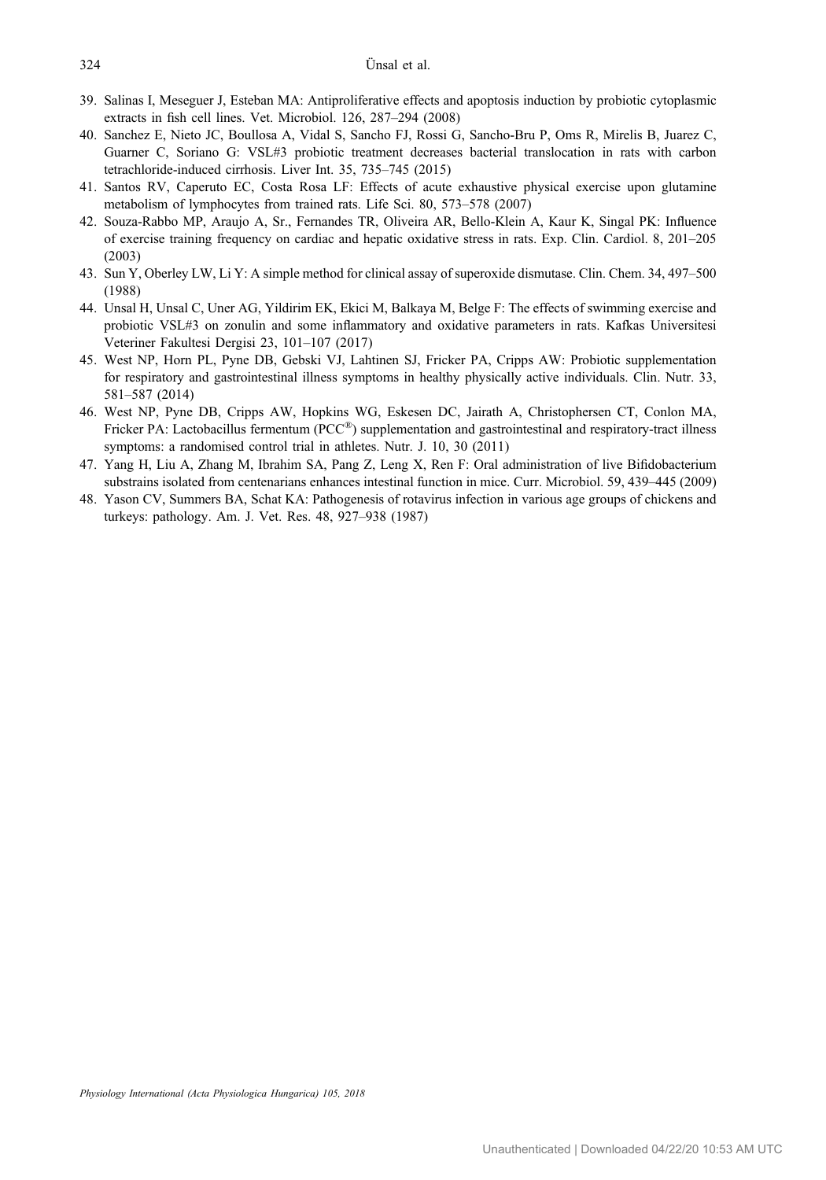39. Salinas I, Meseguer J, Esteban MA: Antiproliferative effects and apoptosis induction by probiotic cytoplasmic extracts in fish cell lines. Vet. Microbiol. 126, 287–294 (2008)
40. Sanchez E, Nieto JC, Boullosa A, Vidal S, Sancho FJ, Rossi G, Sancho-Bru P, Oms R, Mirelis B, Juarez C, Guarner C, Soriano G: VSL#3 probiotic treatment decreases bacterial translocation in rats with carbon tetrachloride-induced cirrhosis. Liver Int. 35, 735–745 (2015)
41. Santos RV, Caperuto EC, Costa Rosa LF: Effects of acute exhaustive physical exercise upon glutamine metabolism of lymphocytes from trained rats. Life Sci. 80, 573–578 (2007)
42. Souza-Rabbo MP, Araujo A, Sr., Fernandes TR, Oliveira AR, Bello-Klein A, Kaur K, Singal PK: Influence of exercise training frequency on cardiac and hepatic oxidative stress in rats. Exp. Clin. Cardiol. 8, 201–205 (2003)
43. Sun Y, Oberley LW, Li Y: A simple method for clinical assay of superoxide dismutase. Clin. Chem. 34, 497–500 (1988)
44. Unsal H, Unsal C, Uner AG, Yildirim EK, Ekici M, Balkaya M, Belge F: The effects of swimming exercise and probiotic VSL#3 on zonulin and some inflammatory and oxidative parameters in rats. Kafkas Universitesi Veteriner Fakultesi Dergisi 23, 101–107 (2017)
45. West NP, Horn PL, Pyne DB, Gebski VJ, Lahtinen SJ, Fricker PA, Cripps AW: Probiotic supplementation for respiratory and gastrointestinal illness symptoms in healthy physically active individuals. Clin. Nutr. 33, 581–587 (2014)
46. West NP, Pyne DB, Cripps AW, Hopkins WG, Eskesen DC, Jairath A, Christophersen CT, Conlon MA, Fricker PA: Lactobacillus fermentum (PCC®) supplementation and gastrointestinal and respiratory-tract illness symptoms: a randomised control trial in athletes. Nutr. J. 10, 30 (2011)
47. Yang H, Liu A, Zhang M, Ibrahim SA, Pang Z, Leng X, Ren F: Oral administration of live Bifidobacterium substrains isolated from centenarians enhances intestinal function in mice. Curr. Microbiol. 59, 439–445 (2009)
48. Yason CV, Summers BA, Schat KA: Pathogenesis of rotavirus infection in various age groups of chickens and turkeys: pathology. Am. J. Vet. Res. 48, 927–938 (1987)